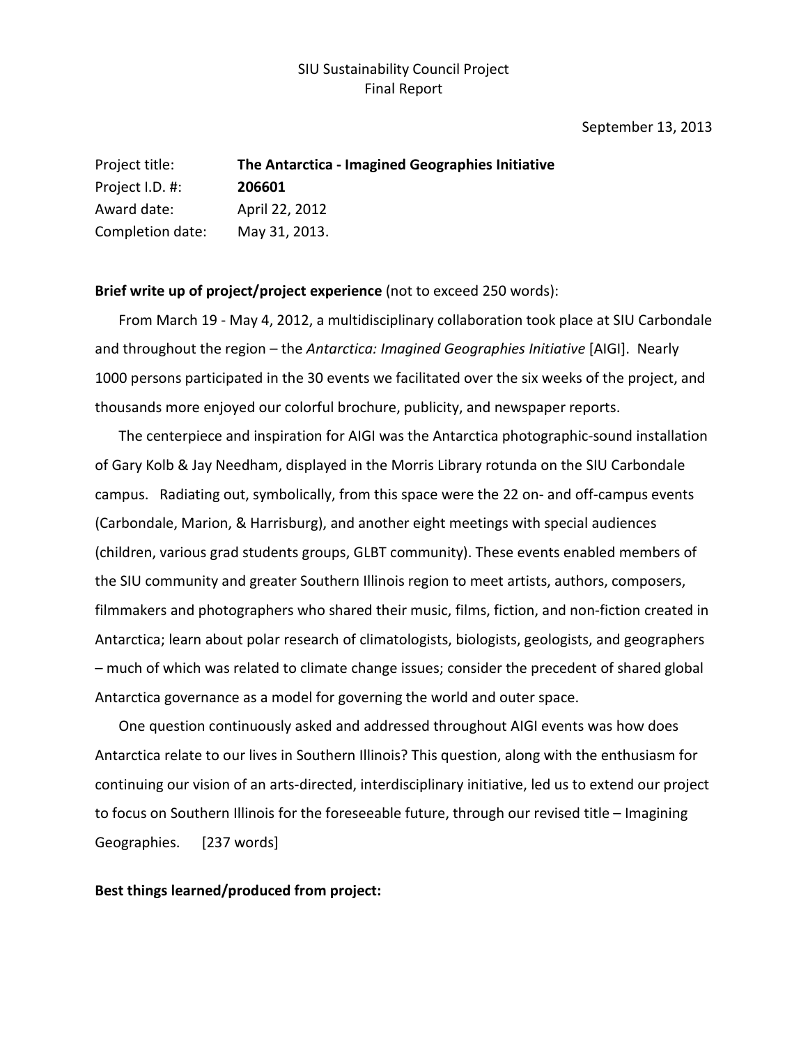SIU Sustainability Council Project
Final Report

September 13, 2013

Project title: **The Antarctica - Imagined Geographies Initiative**
Project I.D. #: **206601**
Award date: April 22, 2012
Completion date: May 31, 2013.

**Brief write up of project/project experience** (not to exceed 250 words):

From March 19 - May 4, 2012, a multidisciplinary collaboration took place at SIU Carbondale and throughout the region – the *Antarctica: Imagined Geographies Initiative* [AIGI]. Nearly 1000 persons participated in the 30 events we facilitated over the six weeks of the project, and thousands more enjoyed our colorful brochure, publicity, and newspaper reports.

The centerpiece and inspiration for AIGI was the Antarctica photographic-sound installation of Gary Kolb & Jay Needham, displayed in the Morris Library rotunda on the SIU Carbondale campus. Radiating out, symbolically, from this space were the 22 on- and off-campus events (Carbondale, Marion, & Harrisburg), and another eight meetings with special audiences (children, various grad students groups, GLBT community). These events enabled members of the SIU community and greater Southern Illinois region to meet artists, authors, composers, filmmakers and photographers who shared their music, films, fiction, and non-fiction created in Antarctica; learn about polar research of climatologists, biologists, geologists, and geographers – much of which was related to climate change issues; consider the precedent of shared global Antarctica governance as a model for governing the world and outer space.

One question continuously asked and addressed throughout AIGI events was how does Antarctica relate to our lives in Southern Illinois? This question, along with the enthusiasm for continuing our vision of an arts-directed, interdisciplinary initiative, led us to extend our project to focus on Southern Illinois for the foreseeable future, through our revised title – Imagining Geographies. [237 words]

**Best things learned/produced from project:**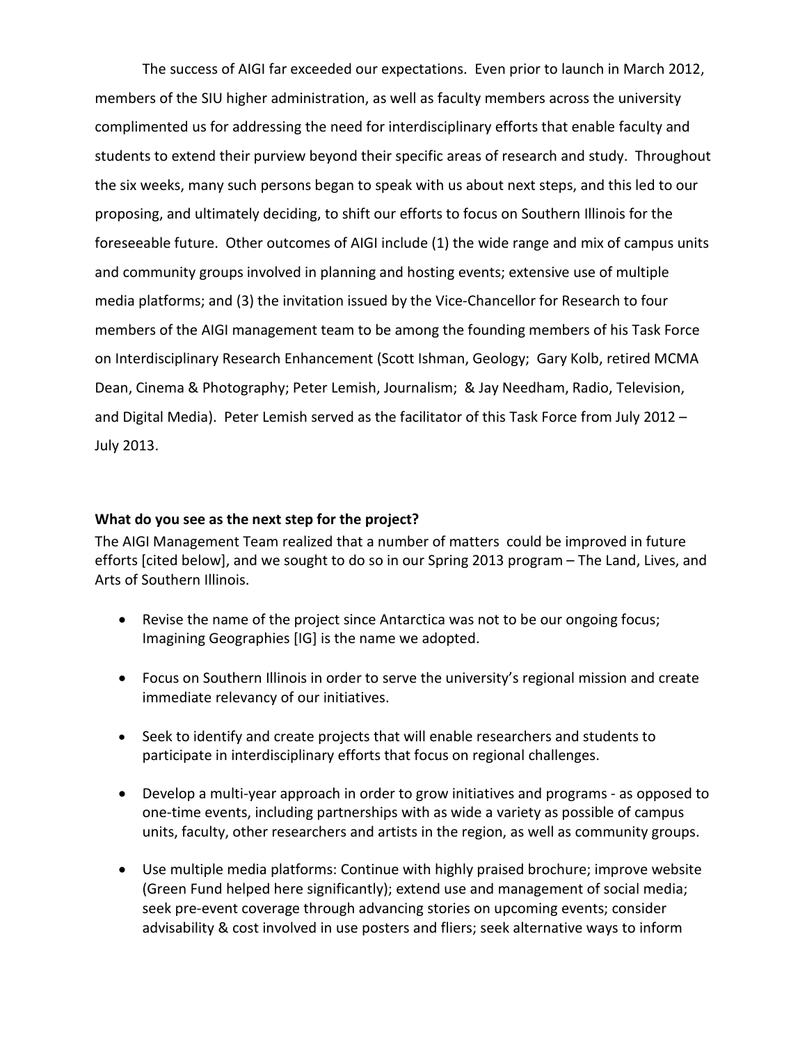The success of AIGI far exceeded our expectations. Even prior to launch in March 2012, members of the SIU higher administration, as well as faculty members across the university complimented us for addressing the need for interdisciplinary efforts that enable faculty and students to extend their purview beyond their specific areas of research and study. Throughout the six weeks, many such persons began to speak with us about next steps, and this led to our proposing, and ultimately deciding, to shift our efforts to focus on Southern Illinois for the foreseeable future. Other outcomes of AIGI include (1) the wide range and mix of campus units and community groups involved in planning and hosting events; extensive use of multiple media platforms; and (3) the invitation issued by the Vice-Chancellor for Research to four members of the AIGI management team to be among the founding members of his Task Force on Interdisciplinary Research Enhancement (Scott Ishman, Geology; Gary Kolb, retired MCMA Dean, Cinema & Photography; Peter Lemish, Journalism; & Jay Needham, Radio, Television, and Digital Media). Peter Lemish served as the facilitator of this Task Force from July 2012 – July 2013.

**What do you see as the next step for the project?**

The AIGI Management Team realized that a number of matters could be improved in future efforts [cited below], and we sought to do so in our Spring 2013 program – The Land, Lives, and Arts of Southern Illinois.

- Revise the name of the project since Antarctica was not to be our ongoing focus; Imagining Geographies [IG] is the name we adopted.
- Focus on Southern Illinois in order to serve the university's regional mission and create immediate relevancy of our initiatives.
- Seek to identify and create projects that will enable researchers and students to participate in interdisciplinary efforts that focus on regional challenges.
- Develop a multi-year approach in order to grow initiatives and programs - as opposed to one-time events, including partnerships with as wide a variety as possible of campus units, faculty, other researchers and artists in the region, as well as community groups.
- Use multiple media platforms: Continue with highly praised brochure; improve website (Green Fund helped here significantly); extend use and management of social media; seek pre-event coverage through advancing stories on upcoming events; consider advisability & cost involved in use posters and fliers; seek alternative ways to inform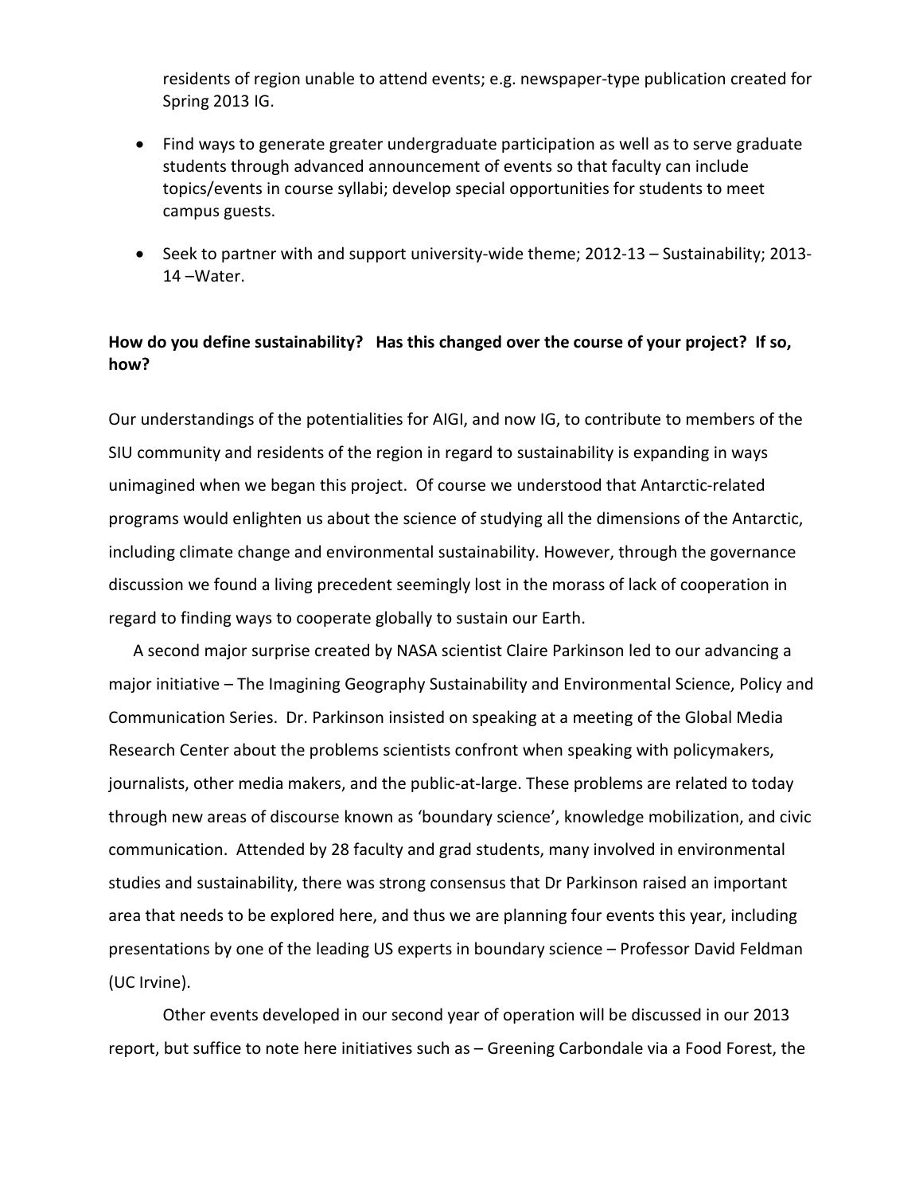residents of region unable to attend events; e.g. newspaper-type publication created for Spring 2013 IG.

- Find ways to generate greater undergraduate participation as well as to serve graduate students through advanced announcement of events so that faculty can include topics/events in course syllabi; develop special opportunities for students to meet campus guests.

- Seek to partner with and support university-wide theme; 2012-13 – Sustainability; 2013-14 –Water.

**How do you define sustainability? Has this changed over the course of your project? If so, how?**

Our understandings of the potentialities for AIGI, and now IG, to contribute to members of the SIU community and residents of the region in regard to sustainability is expanding in ways unimagined when we began this project. Of course we understood that Antarctic-related programs would enlighten us about the science of studying all the dimensions of the Antarctic, including climate change and environmental sustainability. However, through the governance discussion we found a living precedent seemingly lost in the morass of lack of cooperation in regard to finding ways to cooperate globally to sustain our Earth.

A second major surprise created by NASA scientist Claire Parkinson led to our advancing a major initiative – The Imagining Geography Sustainability and Environmental Science, Policy and Communication Series. Dr. Parkinson insisted on speaking at a meeting of the Global Media Research Center about the problems scientists confront when speaking with policymakers, journalists, other media makers, and the public-at-large. These problems are related to today through new areas of discourse known as 'boundary science', knowledge mobilization, and civic communication. Attended by 28 faculty and grad students, many involved in environmental studies and sustainability, there was strong consensus that Dr Parkinson raised an important area that needs to be explored here, and thus we are planning four events this year, including presentations by one of the leading US experts in boundary science – Professor David Feldman (UC Irvine).

Other events developed in our second year of operation will be discussed in our 2013 report, but suffice to note here initiatives such as – Greening Carbondale via a Food Forest, the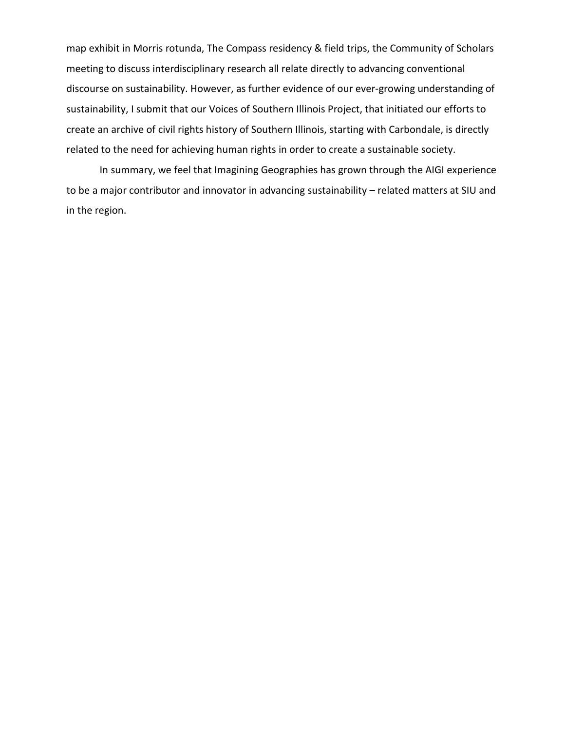map exhibit in Morris rotunda, The Compass residency & field trips, the Community of Scholars meeting to discuss interdisciplinary research all relate directly to advancing conventional discourse on sustainability. However, as further evidence of our ever-growing understanding of sustainability, I submit that our Voices of Southern Illinois Project, that initiated our efforts to create an archive of civil rights history of Southern Illinois, starting with Carbondale, is directly related to the need for achieving human rights in order to create a sustainable society.

In summary, we feel that Imagining Geographies has grown through the AIGI experience to be a major contributor and innovator in advancing sustainability – related matters at SIU and in the region.